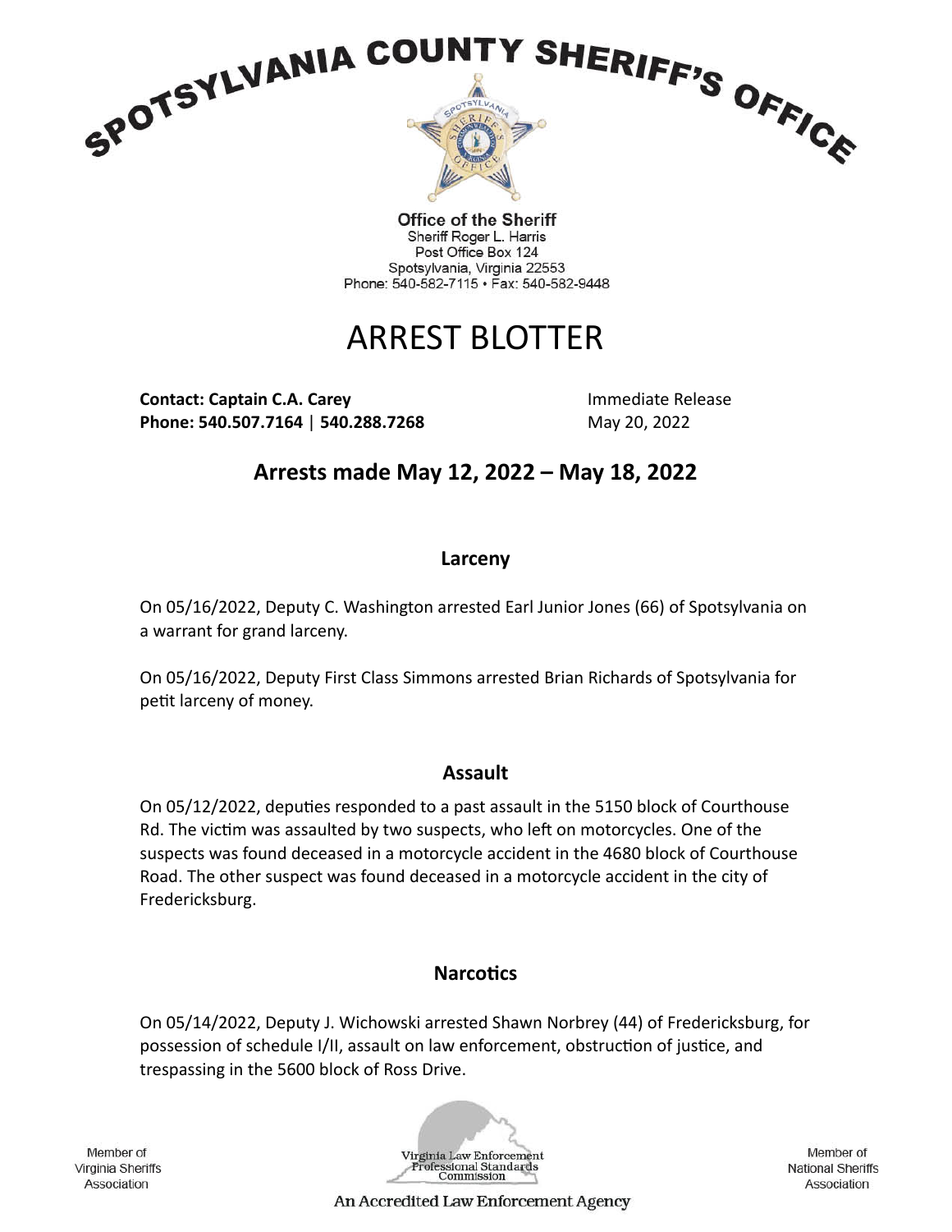# SPOTSYLVANIA COUNTY SHERIFF'S OFFICE

**Office of the Sheriff**
Sheriff Roger L. Harris
Post Office Box 124
Spotsylvania, Virginia 22553
Phone: 540-582-7115 • Fax: 540-582-9448

# ARREST BLOTTER

**Contact: Captain C.A. Carey**
**Phone: 540.507.7164** | **540.288.7268**

Immediate Release
May 20, 2022

## Arrests made May 12, 2022 – May 18, 2022

### Larceny

On 05/16/2022, Deputy C. Washington arrested Earl Junior Jones (66) of Spotsylvania on a warrant for grand larceny.

On 05/16/2022, Deputy First Class Simmons arrested Brian Richards of Spotsylvania for petit larceny of money.

### Assault

On 05/12/2022, deputies responded to a past assault in the 5150 block of Courthouse Rd. The victim was assaulted by two suspects, who left on motorcycles. One of the suspects was found deceased in a motorcycle accident in the 4680 block of Courthouse Road. The other suspect was found deceased in a motorcycle accident in the city of Fredericksburg.

### Narcotics

On 05/14/2022, Deputy J. Wichowski arrested Shawn Norbrey (44) of Fredericksburg, for possession of schedule I/II, assault on law enforcement, obstruction of justice, and trespassing in the 5600 block of Ross Drive.

Member of Virginia Sheriffs Association

Virginia Law Enforcement Professional Standards Commission
An Accredited Law Enforcement Agency

Member of National Sheriffs Association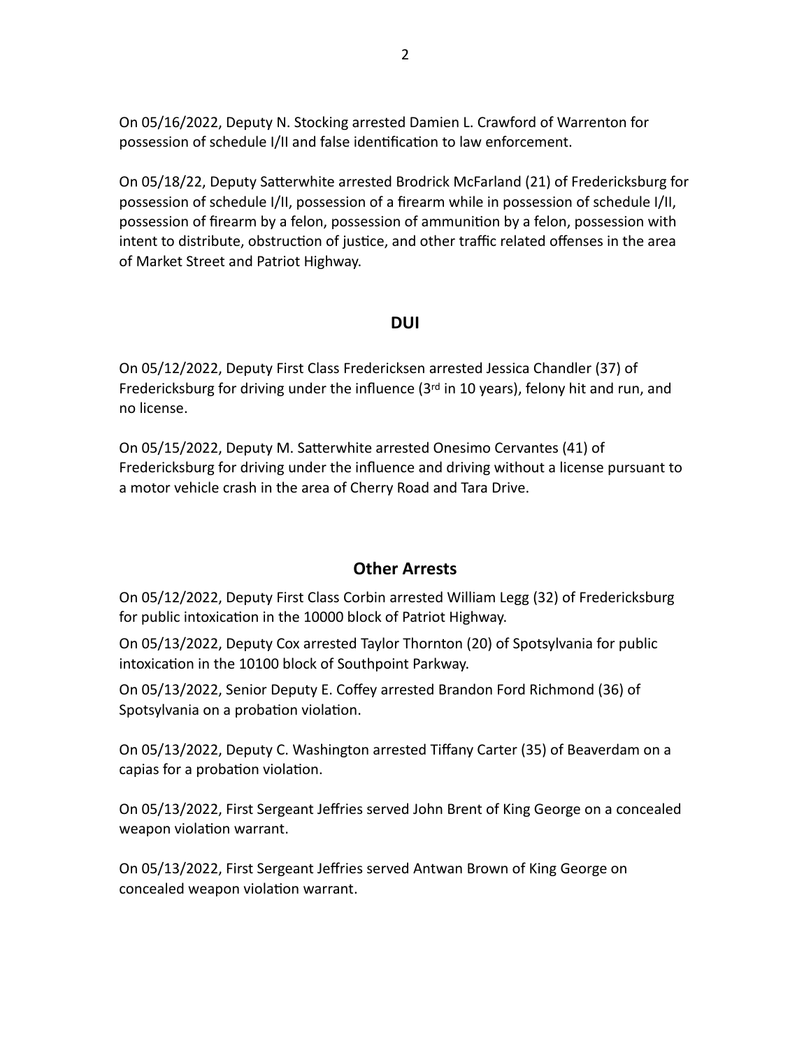On 05/16/2022, Deputy N. Stocking arrested Damien L. Crawford of Warrenton for possession of schedule I/II and false identification to law enforcement.

On 05/18/22, Deputy Satterwhite arrested Brodrick McFarland (21) of Fredericksburg for possession of schedule I/II, possession of a firearm while in possession of schedule I/II, possession of firearm by a felon, possession of ammunition by a felon, possession with intent to distribute, obstruction of justice, and other traffic related offenses in the area of Market Street and Patriot Highway.

## DUI

On 05/12/2022, Deputy First Class Fredericksen arrested Jessica Chandler (37) of Fredericksburg for driving under the influence (3rd in 10 years), felony hit and run, and no license.

On 05/15/2022, Deputy M. Satterwhite arrested Onesimo Cervantes (41) of Fredericksburg for driving under the influence and driving without a license pursuant to a motor vehicle crash in the area of Cherry Road and Tara Drive.

## Other Arrests

On 05/12/2022, Deputy First Class Corbin arrested William Legg (32) of Fredericksburg for public intoxication in the 10000 block of Patriot Highway.

On 05/13/2022, Deputy Cox arrested Taylor Thornton (20) of Spotsylvania for public intoxication in the 10100 block of Southpoint Parkway.

On 05/13/2022, Senior Deputy E. Coffey arrested Brandon Ford Richmond (36) of Spotsylvania on a probation violation.

On 05/13/2022, Deputy C. Washington arrested Tiffany Carter (35) of Beaverdam on a capias for a probation violation.

On 05/13/2022, First Sergeant Jeffries served John Brent of King George on a concealed weapon violation warrant.

On 05/13/2022, First Sergeant Jeffries served Antwan Brown of King George on concealed weapon violation warrant.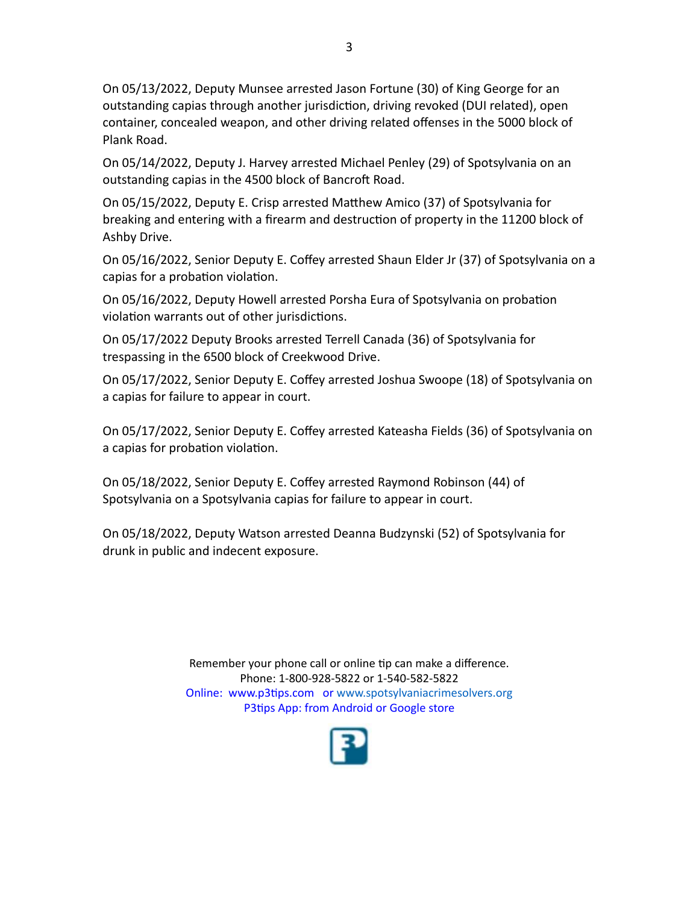On 05/13/2022, Deputy Munsee arrested Jason Fortune (30) of King George for an outstanding capias through another jurisdiction, driving revoked (DUI related), open container, concealed weapon, and other driving related offenses in the 5000 block of Plank Road.

On 05/14/2022, Deputy J. Harvey arrested Michael Penley (29) of Spotsylvania on an outstanding capias in the 4500 block of Bancroft Road.

On 05/15/2022, Deputy E. Crisp arrested Matthew Amico (37) of Spotsylvania for breaking and entering with a firearm and destruction of property in the 11200 block of Ashby Drive.

On 05/16/2022, Senior Deputy E. Coffey arrested Shaun Elder Jr (37) of Spotsylvania on a capias for a probation violation.

On 05/16/2022, Deputy Howell arrested Porsha Eura of Spotsylvania on probation violation warrants out of other jurisdictions.

On 05/17/2022 Deputy Brooks arrested Terrell Canada (36) of Spotsylvania for trespassing in the 6500 block of Creekwood Drive.

On 05/17/2022, Senior Deputy E. Coffey arrested Joshua Swoope (18) of Spotsylvania on a capias for failure to appear in court.

On 05/17/2022, Senior Deputy E. Coffey arrested Kateasha Fields (36) of Spotsylvania on a capias for probation violation.

On 05/18/2022, Senior Deputy E. Coffey arrested Raymond Robinson (44) of Spotsylvania on a Spotsylvania capias for failure to appear in court.

On 05/18/2022, Deputy Watson arrested Deanna Budzynski (52) of Spotsylvania for drunk in public and indecent exposure.

Remember your phone call or online tip can make a difference.
Phone: 1-800-928-5822 or 1-540-582-5822
Online: www.p3tips.com or www.spotsylvaniacrimesolvers.org
P3tips App: from Android or Google store